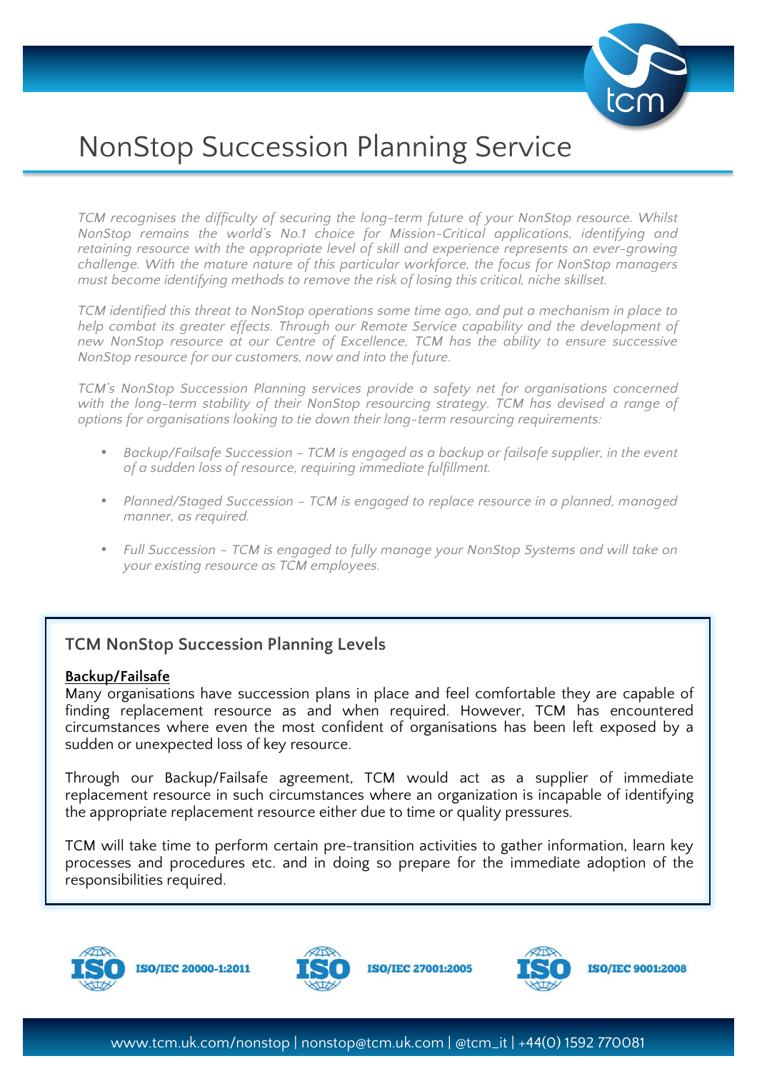# NonStop Succession Planning Service

*TCM recognises the difficulty of securing the long-term future of your NonStop resource. Whilst NonStop remains the world's No.1 choice for Mission-Critical applications, identifying and retaining resource with the appropriate level of skill and experience represents an ever-growing challenge. With the mature nature of this particular workforce, the focus for NonStop managers must become identifying methods to remove the risk of losing this critical, niche skillset.*

*TCM identified this threat to NonStop operations some time ago, and put a mechanism in place to help combat its greater effects. Through our Remote Service capability and the development of new NonStop resource at our Centre of Excellence, TCM has the ability to ensure successive NonStop resource for our customers, now and into the future.*

*TCM's NonStop Succession Planning services provide a safety net for organisations concerned with the long-term stability of their NonStop resourcing strategy. TCM has devised a range of options for organisations looking to tie down their long-term resourcing requirements:*

- *Backup/Failsafe Succession – TCM is engaged as a backup or failsafe supplier, in the event of a sudden loss of resource, requiring immediate fulfillment.*
- *Planned/Staged Succession – TCM is engaged to replace resource in a planned, managed manner, as required.*
- *Full Succession – TCM is engaged to fully manage your NonStop Systems and will take on your existing resource as TCM employees.*

## TCM NonStop Succession Planning Levels

**Backup/Failsafe**

Many organisations have succession plans in place and feel comfortable they are capable of finding replacement resource as and when required. However, TCM has encountered circumstances where even the most confident of organisations has been left exposed by a sudden or unexpected loss of key resource.

Through our Backup/Failsafe agreement, TCM would act as a supplier of immediate replacement resource in such circumstances where an organization is incapable of identifying the appropriate replacement resource either due to time or quality pressures.

TCM will take time to perform certain pre-transition activities to gather information, learn key processes and procedures etc. and in doing so prepare for the immediate adoption of the responsibilities required.

ISO/IEC 20000-1:2011 | ISO/IEC 27001:2005 | ISO/IEC 9001:2008

www.tcm.uk.com/nonstop | nonstop@tcm.uk.com | @tcm_it | +44(0) 1592 770081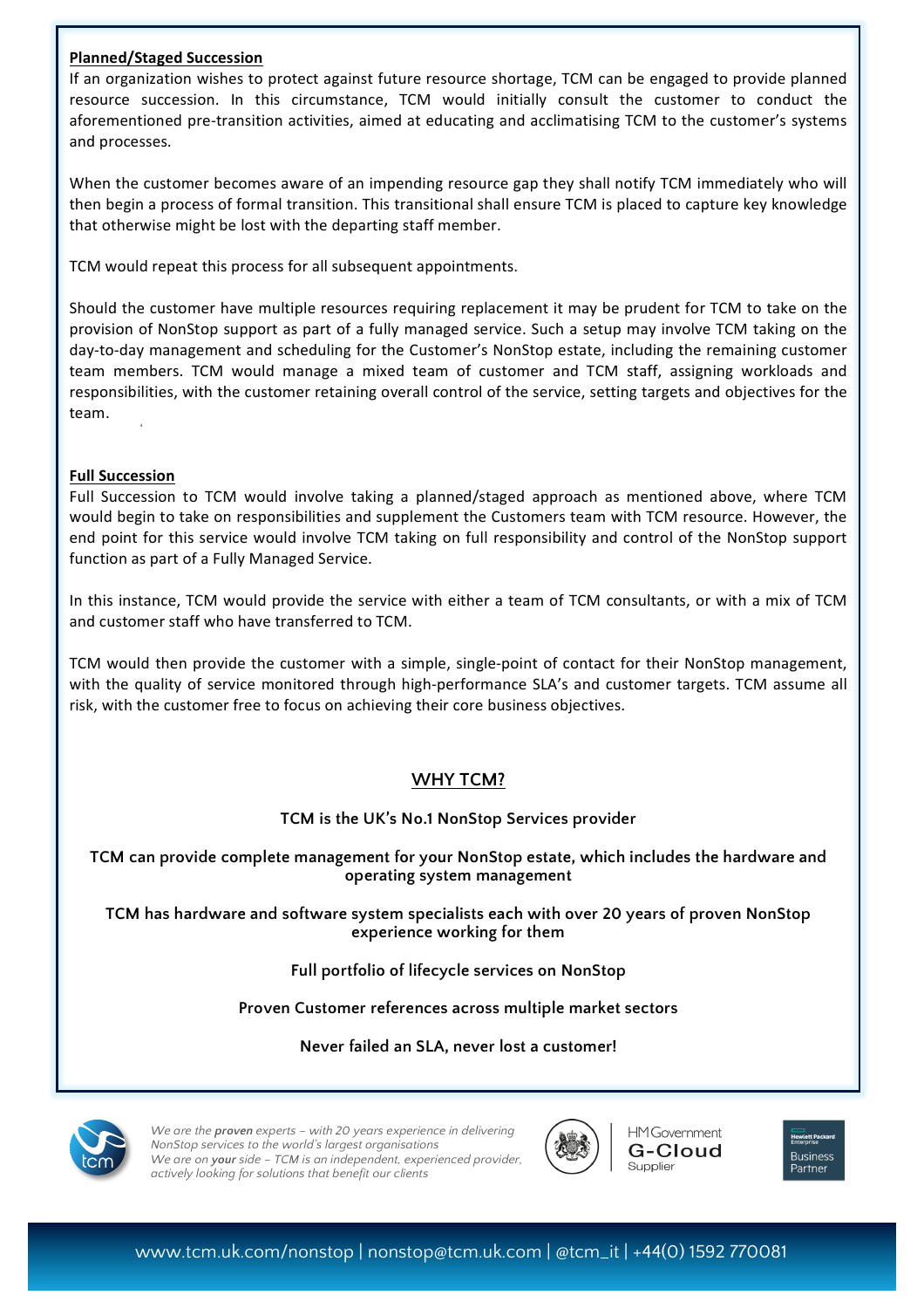**Planned/Staged Succession**

If an organization wishes to protect against future resource shortage, TCM can be engaged to provide planned resource succession. In this circumstance, TCM would initially consult the customer to conduct the aforementioned pre-transition activities, aimed at educating and acclimatising TCM to the customer's systems and processes.

When the customer becomes aware of an impending resource gap they shall notify TCM immediately who will then begin a process of formal transition. This transitional shall ensure TCM is placed to capture key knowledge that otherwise might be lost with the departing staff member.

TCM would repeat this process for all subsequent appointments.

Should the customer have multiple resources requiring replacement it may be prudent for TCM to take on the provision of NonStop support as part of a fully managed service. Such a setup may involve TCM taking on the day-to-day management and scheduling for the Customer's NonStop estate, including the remaining customer team members. TCM would manage a mixed team of customer and TCM staff, assigning workloads and responsibilities, with the customer retaining overall control of the service, setting targets and objectives for the team.

**Full Succession**

Full Succession to TCM would involve taking a planned/staged approach as mentioned above, where TCM would begin to take on responsibilities and supplement the Customers team with TCM resource. However, the end point for this service would involve TCM taking on full responsibility and control of the NonStop support function as part of a Fully Managed Service.

In this instance, TCM would provide the service with either a team of TCM consultants, or with a mix of TCM and customer staff who have transferred to TCM.

TCM would then provide the customer with a simple, single-point of contact for their NonStop management, with the quality of service monitored through high-performance SLA's and customer targets. TCM assume all risk, with the customer free to focus on achieving their core business objectives.

## WHY TCM?

**TCM is the UK's No.1 NonStop Services provider**

**TCM can provide complete management for your NonStop estate, which includes the hardware and operating system management**

**TCM has hardware and software system specialists each with over 20 years of proven NonStop experience working for them**

**Full portfolio of lifecycle services on NonStop**

**Proven Customer references across multiple market sectors**

**Never failed an SLA, never lost a customer!**

*We are the **proven** experts – with 20 years experience in delivering NonStop services to the world's largest organisations*
*We are on **your** side – TCM is an independent, experienced provider, actively looking for solutions that benefit our clients*

HM Government G-Cloud Supplier

Hewlett Packard Enterprise Business Partner

www.tcm.uk.com/nonstop | nonstop@tcm.uk.com | @tcm_it | +44(0) 1592 770081